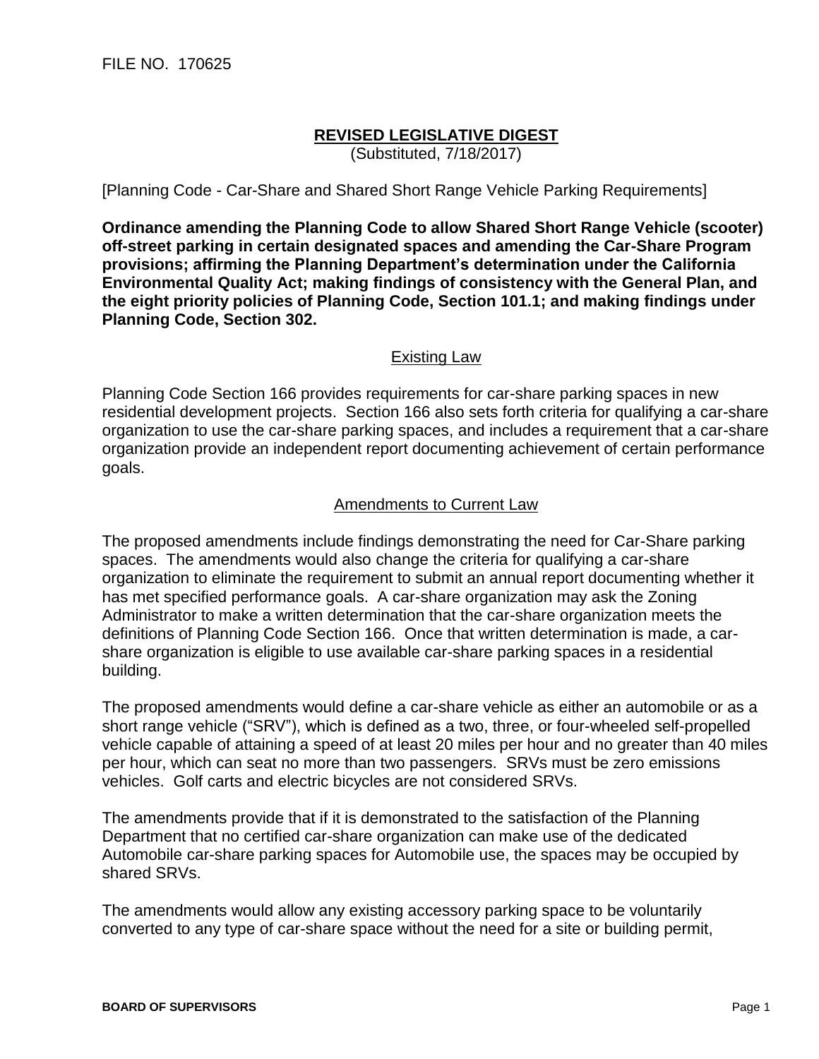FILE NO. 170625

## REVISED LEGISLATIVE DIGEST

(Substituted, 7/18/2017)

[Planning Code - Car-Share and Shared Short Range Vehicle Parking Requirements]

**Ordinance amending the Planning Code to allow Shared Short Range Vehicle (scooter) off-street parking in certain designated spaces and amending the Car-Share Program provisions; affirming the Planning Department's determination under the California Environmental Quality Act; making findings of consistency with the General Plan, and the eight priority policies of Planning Code, Section 101.1; and making findings under Planning Code, Section 302.**

### Existing Law

Planning Code Section 166 provides requirements for car-share parking spaces in new residential development projects. Section 166 also sets forth criteria for qualifying a car-share organization to use the car-share parking spaces, and includes a requirement that a car-share organization provide an independent report documenting achievement of certain performance goals.

### Amendments to Current Law

The proposed amendments include findings demonstrating the need for Car-Share parking spaces. The amendments would also change the criteria for qualifying a car-share organization to eliminate the requirement to submit an annual report documenting whether it has met specified performance goals. A car-share organization may ask the Zoning Administrator to make a written determination that the car-share organization meets the definitions of Planning Code Section 166. Once that written determination is made, a car-share organization is eligible to use available car-share parking spaces in a residential building.

The proposed amendments would define a car-share vehicle as either an automobile or as a short range vehicle ("SRV"), which is defined as a two, three, or four-wheeled self-propelled vehicle capable of attaining a speed of at least 20 miles per hour and no greater than 40 miles per hour, which can seat no more than two passengers. SRVs must be zero emissions vehicles. Golf carts and electric bicycles are not considered SRVs.

The amendments provide that if it is demonstrated to the satisfaction of the Planning Department that no certified car-share organization can make use of the dedicated Automobile car-share parking spaces for Automobile use, the spaces may be occupied by shared SRVs.

The amendments would allow any existing accessory parking space to be voluntarily converted to any type of car-share space without the need for a site or building permit,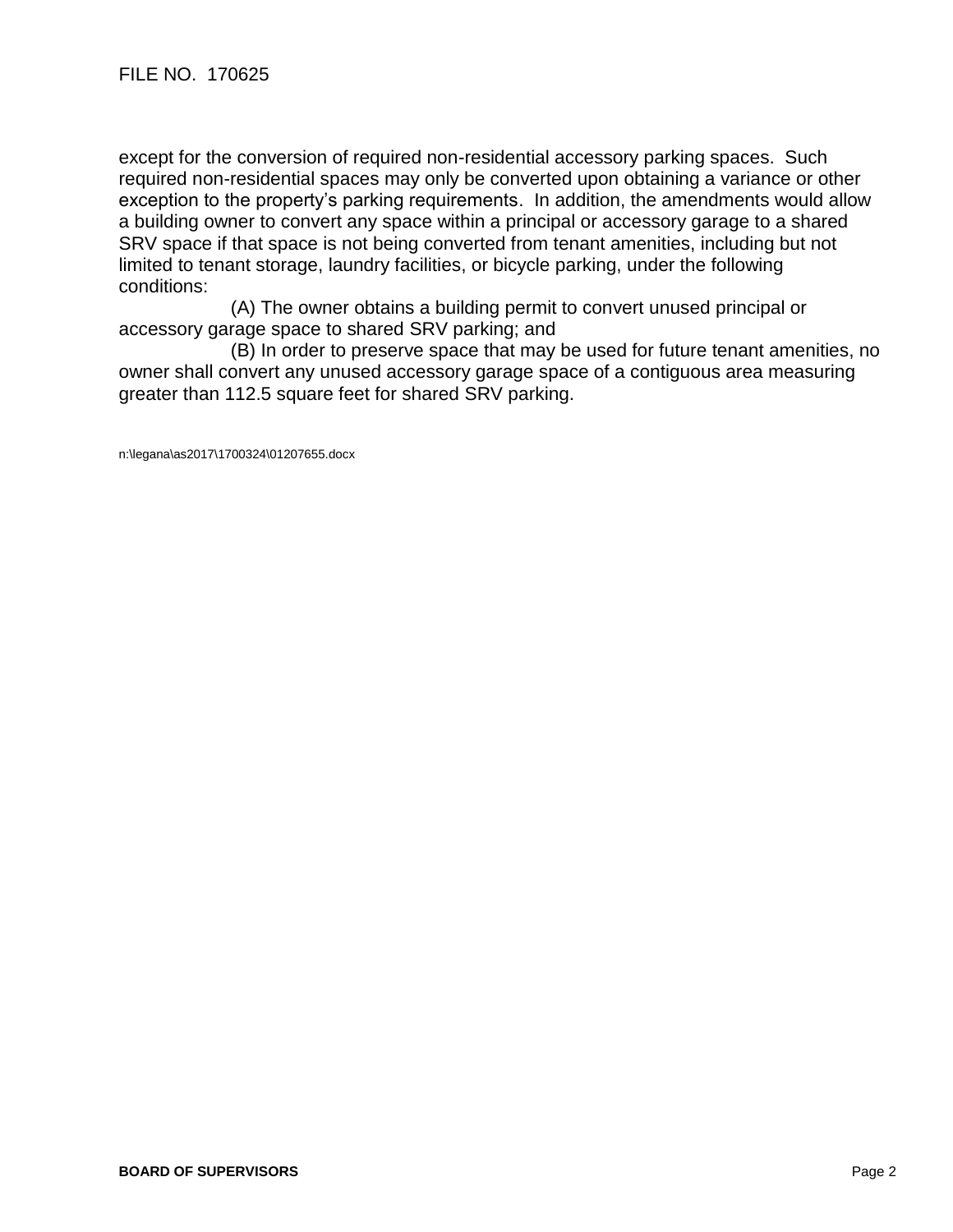except for the conversion of required non-residential accessory parking spaces. Such required non-residential spaces may only be converted upon obtaining a variance or other exception to the property's parking requirements. In addition, the amendments would allow a building owner to convert any space within a principal or accessory garage to a shared SRV space if that space is not being converted from tenant amenities, including but not limited to tenant storage, laundry facilities, or bicycle parking, under the following conditions:

(A) The owner obtains a building permit to convert unused principal or accessory garage space to shared SRV parking; and

(B) In order to preserve space that may be used for future tenant amenities, no owner shall convert any unused accessory garage space of a contiguous area measuring greater than 112.5 square feet for shared SRV parking.

n:\legana\as2017\1700324\01207655.docx